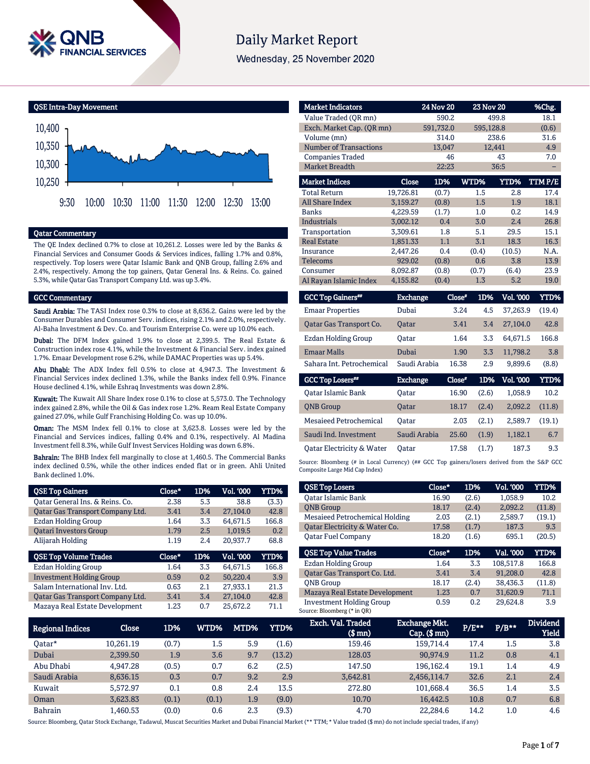# Daily Market Report

Wednesday, 25 November 2020

## QSE Intra-Day Movement

## Qatar Commentary

The QE Index declined 0.7% to close at 10,261.2. Losses were led by the Banks & Financial Services and Consumer Goods & Services indices, falling 1.7% and 0.8%, respectively. Top losers were Qatar Islamic Bank and QNB Group, falling 2.6% and 2.4%, respectively. Among the top gainers, Qatar General Ins. & Reins. Co. gained 5.3%, while Qatar Gas Transport Company Ltd. was up 3.4%.

## GCC Commentary

**Saudi Arabia:** The TASI Index rose 0.3% to close at 8,636.2. Gains were led by the Consumer Durables and Consumer Serv. indices, rising 2.1% and 2.0%, respectively. Al-Baha Investment & Dev. Co. and Tourism Enterprise Co. were up 10.0% each.

**Dubai:** The DFM Index gained 1.9% to close at 2,399.5. The Real Estate & Construction index rose 4.1%, while the Investment & Financial Serv. index gained 1.7%. Emaar Development rose 6.2%, while DAMAC Properties was up 5.4%.

**Abu Dhabi:** The ADX Index fell 0.5% to close at 4,947.3. The Investment & Financial Services index declined 1.3%, while the Banks index fell 0.9%. Finance House declined 4.1%, while Eshraq Investments was down 2.8%.

**Kuwait:** The Kuwait All Share Index rose 0.1% to close at 5,573.0. The Technology index gained 2.8%, while the Oil & Gas index rose 1.2%. Ream Real Estate Company gained 27.0%, while Gulf Franchising Holding Co. was up 10.0%.

**Oman:** The MSM Index fell 0.1% to close at 3,623.8. Losses were led by the Financial and Services indices, falling 0.4% and 0.1%, respectively. Al Madina Investment fell 8.3%, while Gulf Invest Services Holding was down 6.8%.

**Bahrain:** The BHB Index fell marginally to close at 1,460.5. The Commercial Banks index declined 0.5%, while the other indices ended flat or in green. Ahli United Bank declined 1.0%.

| QSE Top Gainers | Close* | 1D% | Vol. '000 | YTD% |
|---|---|---|---|---|
| Qatar General Ins. & Reins. Co. | 2.38 | 5.3 | 38.8 | (3.3) |
| Qatar Gas Transport Company Ltd. | 3.41 | 3.4 | 27,104.0 | 42.8 |
| Ezdan Holding Group | 1.64 | 3.3 | 64,671.5 | 166.8 |
| Qatari Investors Group | 1.79 | 2.5 | 1,019.5 | 0.2 |
| Alijarah Holding | 1.19 | 2.4 | 20,937.7 | 68.8 |

| QSE Top Volume Trades | Close* | 1D% | Vol. '000 | YTD% |
|---|---|---|---|---|
| Ezdan Holding Group | 1.64 | 3.3 | 64,671.5 | 166.8 |
| Investment Holding Group | 0.59 | 0.2 | 50,220.4 | 3.9 |
| Salam International Inv. Ltd. | 0.63 | 2.1 | 27,933.1 | 21.3 |
| Qatar Gas Transport Company Ltd. | 3.41 | 3.4 | 27,104.0 | 42.8 |
| Mazaya Real Estate Development | 1.23 | 0.7 | 25,672.2 | 71.1 |

| Market Indicators | 24 Nov 20 | 23 Nov 20 | %Chg. |
|---|---|---|---|
| Value Traded (QR mn) | 590.2 | 499.8 | 18.1 |
| Exch. Market Cap. (QR mn) | 591,732.0 | 595,128.8 | (0.6) |
| Volume (mn) | 314.0 | 238.6 | 31.6 |
| Number of Transactions | 13,047 | 12,441 | 4.9 |
| Companies Traded | 46 | 43 | 7.0 |
| Market Breadth | 22:23 | 36:5 | – |

| Market Indices | Close | 1D% | WTD% | YTD% | TTM P/E |
|---|---|---|---|---|---|
| Total Return | 19,726.81 | (0.7) | 1.5 | 2.8 | 17.4 |
| All Share Index | 3,159.27 | (0.8) | 1.5 | 1.9 | 18.1 |
| Banks | 4,229.59 | (1.7) | 1.0 | 0.2 | 14.9 |
| Industrials | 3,002.12 | 0.4 | 3.0 | 2.4 | 26.8 |
| Transportation | 3,309.61 | 1.8 | 5.1 | 29.5 | 15.1 |
| Real Estate | 1,851.33 | 1.1 | 3.1 | 18.3 | 16.3 |
| Insurance | 2,447.26 | 0.4 | (0.4) | (10.5) | N.A. |
| Telecoms | 929.02 | (0.8) | 0.6 | 3.8 | 13.9 |
| Consumer | 8,092.87 | (0.8) | (0.7) | (6.4) | 23.9 |
| Al Rayan Islamic Index | 4,155.82 | (0.4) | 1.3 | 5.2 | 19.0 |

| GCC Top Gainers## | Exchange | Close# | 1D% | Vol. '000 | YTD% |
|---|---|---|---|---|---|
| Emaar Properties | Dubai | 3.24 | 4.5 | 37,263.9 | (19.4) |
| Qatar Gas Transport Co. | Qatar | 3.41 | 3.4 | 27,104.0 | 42.8 |
| Ezdan Holding Group | Qatar | 1.64 | 3.3 | 64,671.5 | 166.8 |
| Emaar Malls | Dubai | 1.90 | 3.3 | 11,798.2 | 3.8 |
| Sahara Int. Petrochemical | Saudi Arabia | 16.38 | 2.9 | 9,899.6 | (8.8) |

| GCC Top Losers## | Exchange | Close# | 1D% | Vol. '000 | YTD% |
|---|---|---|---|---|---|
| Qatar Islamic Bank | Qatar | 16.90 | (2.6) | 1,058.9 | 10.2 |
| QNB Group | Qatar | 18.17 | (2.4) | 2,092.2 | (11.8) |
| Mesaieed Petrochemical | Qatar | 2.03 | (2.1) | 2,589.7 | (19.1) |
| Saudi Ind. Investment | Saudi Arabia | 25.60 | (1.9) | 1,182.1 | 6.7 |
| Qatar Electricity & Water | Qatar | 17.58 | (1.7) | 187.3 | 9.3 |

Source: Bloomberg (# in Local Currency) (## GCC Top gainers/losers derived from the S&P GCC Composite Large Mid Cap Index)

| QSE Top Losers | Close* | 1D% | Vol. '000 | YTD% |
|---|---|---|---|---|
| Qatar Islamic Bank | 16.90 | (2.6) | 1,058.9 | 10.2 |
| QNB Group | 18.17 | (2.4) | 2,092.2 | (11.8) |
| Mesaieed Petrochemical Holding | 2.03 | (2.1) | 2,589.7 | (19.1) |
| Qatar Electricity & Water Co. | 17.58 | (1.7) | 187.3 | 9.3 |
| Qatar Fuel Company | 18.20 | (1.6) | 695.1 | (20.5) |

| QSE Top Value Trades | Close* | 1D% | Val. '000 | YTD% |
|---|---|---|---|---|
| Ezdan Holding Group | 1.64 | 3.3 | 108,517.8 | 166.8 |
| Qatar Gas Transport Co. Ltd. | 3.41 | 3.4 | 91,208.0 | 42.8 |
| QNB Group | 18.17 | (2.4) | 38,436.3 | (11.8) |
| Mazaya Real Estate Development | 1.23 | 0.7 | 31,620.9 | 71.1 |
| Investment Holding Group | 0.59 | 0.2 | 29,624.8 | 3.9 |

Source: Bloomberg (* in QR)

| Regional Indices | Close | 1D% | WTD% | MTD% | YTD% | Exch. Val. Traded ($ mn) | Exchange Mkt. Cap. ($ mn) | P/E** | P/B** | Dividend Yield |
|---|---|---|---|---|---|---|---|---|---|---|
| Qatar* | 10,261.19 | (0.7) | 1.5 | 5.9 | (1.6) | 159.46 | 159,714.4 | 17.4 | 1.5 | 3.8 |
| Dubai | 2,399.50 | 1.9 | 3.6 | 9.7 | (13.2) | 128.03 | 90,974.9 | 11.2 | 0.8 | 4.1 |
| Abu Dhabi | 4,947.28 | (0.5) | 0.7 | 6.2 | (2.5) | 147.50 | 196,162.4 | 19.1 | 1.4 | 4.9 |
| Saudi Arabia | 8,636.15 | 0.3 | 0.7 | 9.2 | 2.9 | 3,642.81 | 2,456,114.7 | 32.6 | 2.1 | 2.4 |
| Kuwait | 5,572.97 | 0.1 | 0.8 | 2.4 | 13.5 | 272.80 | 101,668.4 | 36.5 | 1.4 | 3.5 |
| Oman | 3,623.83 | (0.1) | (0.1) | 1.9 | (9.0) | 10.70 | 16,442.5 | 10.8 | 0.7 | 6.8 |
| Bahrain | 1,460.53 | (0.0) | 0.6 | 2.3 | (9.3) | 4.70 | 22,284.6 | 14.2 | 1.0 | 4.6 |

Source: Bloomberg, Qatar Stock Exchange, Tadawul, Muscat Securities Market and Dubai Financial Market (** TTM; * Value traded ($ mn) do not include special trades, if any)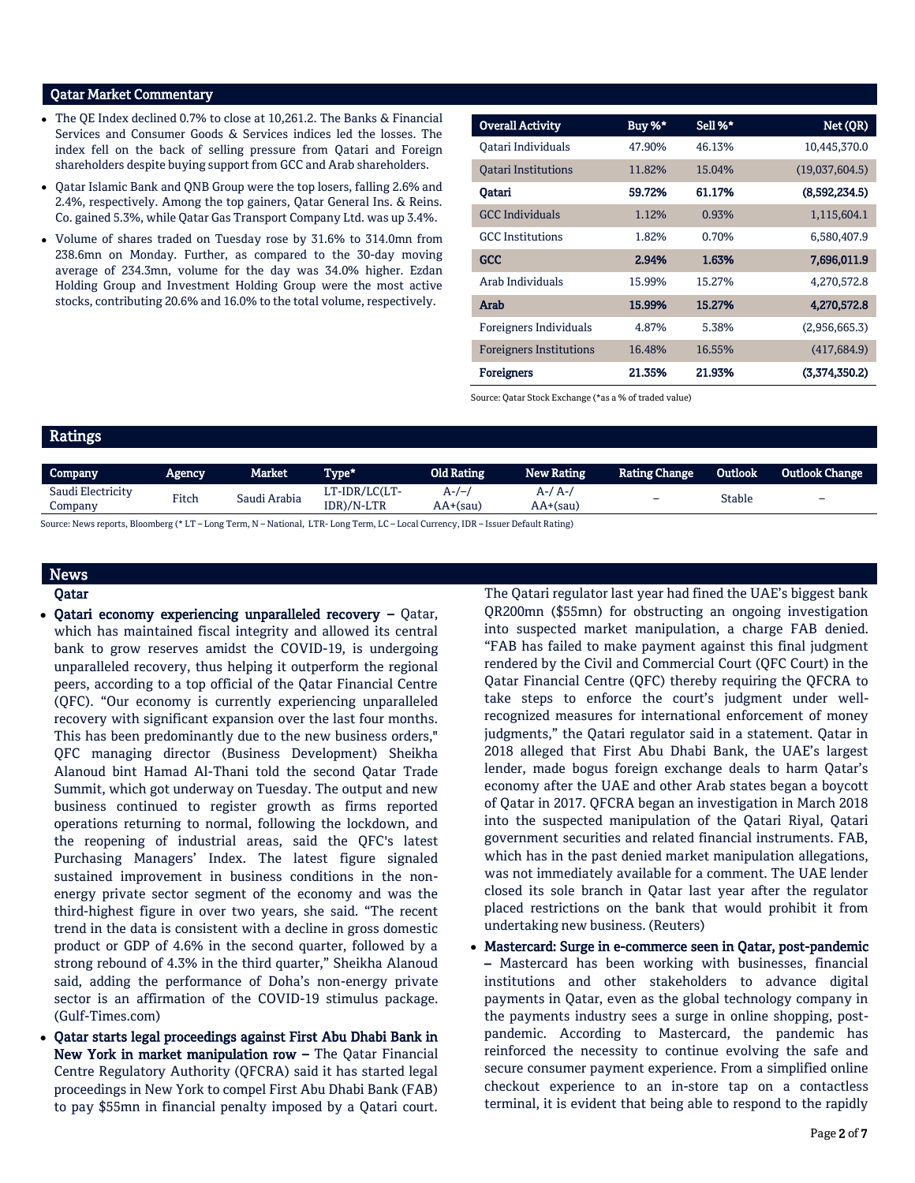## Qatar Market Commentary

- The QE Index declined 0.7% to close at 10,261.2. The Banks & Financial Services and Consumer Goods & Services indices led the losses. The index fell on the back of selling pressure from Qatari and Foreign shareholders despite buying support from GCC and Arab shareholders.
- Qatar Islamic Bank and QNB Group were the top losers, falling 2.6% and 2.4%, respectively. Among the top gainers, Qatar General Ins. & Reins. Co. gained 5.3%, while Qatar Gas Transport Company Ltd. was up 3.4%.
- Volume of shares traded on Tuesday rose by 31.6% to 314.0mn from 238.6mn on Monday. Further, as compared to the 30-day moving average of 234.3mn, volume for the day was 34.0% higher. Ezdan Holding Group and Investment Holding Group were the most active stocks, contributing 20.6% and 16.0% to the total volume, respectively.

| Overall Activity | Buy %* | Sell %* | Net (QR) |
|---|---|---|---|
| Qatari Individuals | 47.90% | 46.13% | 10,445,370.0 |
| Qatari Institutions | 11.82% | 15.04% | (19,037,604.5) |
| **Qatari** | **59.72%** | **61.17%** | **(8,592,234.5)** |
| GCC Individuals | 1.12% | 0.93% | 1,115,604.1 |
| GCC Institutions | 1.82% | 0.70% | 6,580,407.9 |
| **GCC** | **2.94%** | **1.63%** | **7,696,011.9** |
| Arab Individuals | 15.99% | 15.27% | 4,270,572.8 |
| **Arab** | **15.99%** | **15.27%** | **4,270,572.8** |
| Foreigners Individuals | 4.87% | 5.38% | (2,956,665.3) |
| Foreigners Institutions | 16.48% | 16.55% | (417,684.9) |
| **Foreigners** | **21.35%** | **21.93%** | **(3,374,350.2)** |

Source: Qatar Stock Exchange (*as a % of traded value)

## Ratings

| Company | Agency | Market | Type* | Old Rating | New Rating | Rating Change | Outlook | Outlook Change |
|---|---|---|---|---|---|---|---|---|
| Saudi Electricity Company | Fitch | Saudi Arabia | LT-IDR/LC(LT-IDR)/N-LTR | A-/–/ AA+(sau) | A-/ A-/ AA+(sau) | – | Stable | – |

Source: News reports, Bloomberg (* LT – Long Term, N – National, LTR- Long Term, LC – Local Currency, IDR – Issuer Default Rating)

## News

### Qatar

- **Qatari economy experiencing unparalleled recovery –** Qatar, which has maintained fiscal integrity and allowed its central bank to grow reserves amidst the COVID-19, is undergoing unparalleled recovery, thus helping it outperform the regional peers, according to a top official of the Qatar Financial Centre (QFC). "Our economy is currently experiencing unparalleled recovery with significant expansion over the last four months. This has been predominantly due to the new business orders," QFC managing director (Business Development) Sheikha Alanoud bint Hamad Al-Thani told the second Qatar Trade Summit, which got underway on Tuesday. The output and new business continued to register growth as firms reported operations returning to normal, following the lockdown, and the reopening of industrial areas, said the QFC's latest Purchasing Managers' Index. The latest figure signaled sustained improvement in business conditions in the non-energy private sector segment of the economy and was the third-highest figure in over two years, she said. "The recent trend in the data is consistent with a decline in gross domestic product or GDP of 4.6% in the second quarter, followed by a strong rebound of 4.3% in the third quarter," Sheikha Alanoud said, adding the performance of Doha's non-energy private sector is an affirmation of the COVID-19 stimulus package. (Gulf-Times.com)
- **Qatar starts legal proceedings against First Abu Dhabi Bank in New York in market manipulation row –** The Qatar Financial Centre Regulatory Authority (QFCRA) said it has started legal proceedings in New York to compel First Abu Dhabi Bank (FAB) to pay $55mn in financial penalty imposed by a Qatari court. The Qatari regulator last year had fined the UAE's biggest bank QR200mn ($55mn) for obstructing an ongoing investigation into suspected market manipulation, a charge FAB denied. "FAB has failed to make payment against this final judgment rendered by the Civil and Commercial Court (QFC Court) in the Qatar Financial Centre (QFC) thereby requiring the QFCRA to take steps to enforce the court's judgment under well-recognized measures for international enforcement of money judgments," the Qatari regulator said in a statement. Qatar in 2018 alleged that First Abu Dhabi Bank, the UAE's largest lender, made bogus foreign exchange deals to harm Qatar's economy after the UAE and other Arab states began a boycott of Qatar in 2017. QFCRA began an investigation in March 2018 into the suspected manipulation of the Qatari Riyal, Qatari government securities and related financial instruments. FAB, which has in the past denied market manipulation allegations, was not immediately available for a comment. The UAE lender closed its sole branch in Qatar last year after the regulator placed restrictions on the bank that would prohibit it from undertaking new business. (Reuters)
- **Mastercard: Surge in e-commerce seen in Qatar, post-pandemic –** Mastercard has been working with businesses, financial institutions and other stakeholders to advance digital payments in Qatar, even as the global technology company in the payments industry sees a surge in online shopping, post-pandemic. According to Mastercard, the pandemic has reinforced the necessity to continue evolving the safe and secure consumer payment experience. From a simplified online checkout experience to an in-store tap on a contactless terminal, it is evident that being able to respond to the rapidly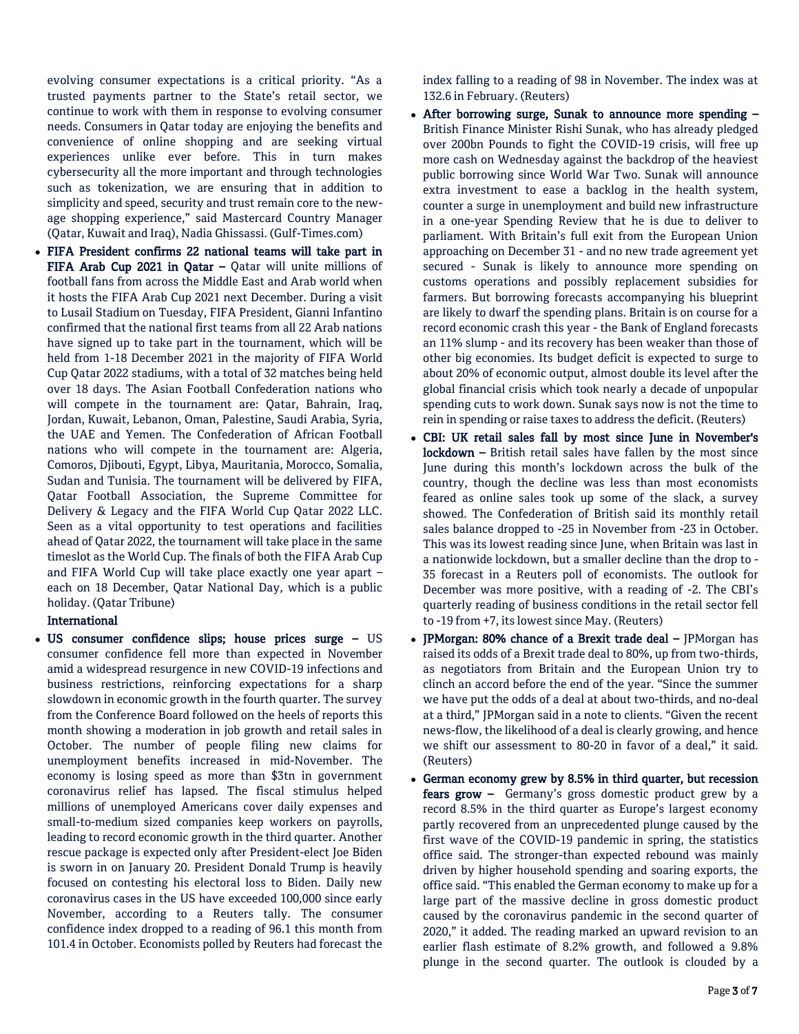evolving consumer expectations is a critical priority. “As a trusted payments partner to the State’s retail sector, we continue to work with them in response to evolving consumer needs. Consumers in Qatar today are enjoying the benefits and convenience of online shopping and are seeking virtual experiences unlike ever before. This in turn makes cybersecurity all the more important and through technologies such as tokenization, we are ensuring that in addition to simplicity and speed, security and trust remain core to the new-age shopping experience,” said Mastercard Country Manager (Qatar, Kuwait and Iraq), Nadia Ghissassi. (Gulf-Times.com)

- **FIFA President confirms 22 national teams will take part in FIFA Arab Cup 2021 in Qatar –** Qatar will unite millions of football fans from across the Middle East and Arab world when it hosts the FIFA Arab Cup 2021 next December. During a visit to Lusail Stadium on Tuesday, FIFA President, Gianni Infantino confirmed that the national first teams from all 22 Arab nations have signed up to take part in the tournament, which will be held from 1-18 December 2021 in the majority of FIFA World Cup Qatar 2022 stadiums, with a total of 32 matches being held over 18 days. The Asian Football Confederation nations who will compete in the tournament are: Qatar, Bahrain, Iraq, Jordan, Kuwait, Lebanon, Oman, Palestine, Saudi Arabia, Syria, the UAE and Yemen. The Confederation of African Football nations who will compete in the tournament are: Algeria, Comoros, Djibouti, Egypt, Libya, Mauritania, Morocco, Somalia, Sudan and Tunisia. The tournament will be delivered by FIFA, Qatar Football Association, the Supreme Committee for Delivery & Legacy and the FIFA World Cup Qatar 2022 LLC. Seen as a vital opportunity to test operations and facilities ahead of Qatar 2022, the tournament will take place in the same timeslot as the World Cup. The finals of both the FIFA Arab Cup and FIFA World Cup will take place exactly one year apart – each on 18 December, Qatar National Day, which is a public holiday. (Qatar Tribune)

**International**

- **US consumer confidence slips; house prices surge –** US consumer confidence fell more than expected in November amid a widespread resurgence in new COVID-19 infections and business restrictions, reinforcing expectations for a sharp slowdown in economic growth in the fourth quarter. The survey from the Conference Board followed on the heels of reports this month showing a moderation in job growth and retail sales in October. The number of people filing new claims for unemployment benefits increased in mid-November. The economy is losing speed as more than $3tn in government coronavirus relief has lapsed. The fiscal stimulus helped millions of unemployed Americans cover daily expenses and small-to-medium sized companies keep workers on payrolls, leading to record economic growth in the third quarter. Another rescue package is expected only after President-elect Joe Biden is sworn in on January 20. President Donald Trump is heavily focused on contesting his electoral loss to Biden. Daily new coronavirus cases in the US have exceeded 100,000 since early November, according to a Reuters tally. The consumer confidence index dropped to a reading of 96.1 this month from 101.4 in October. Economists polled by Reuters had forecast the index falling to a reading of 98 in November. The index was at 132.6 in February. (Reuters)
- **After borrowing surge, Sunak to announce more spending –** British Finance Minister Rishi Sunak, who has already pledged over 200bn Pounds to fight the COVID-19 crisis, will free up more cash on Wednesday against the backdrop of the heaviest public borrowing since World War Two. Sunak will announce extra investment to ease a backlog in the health system, counter a surge in unemployment and build new infrastructure in a one-year Spending Review that he is due to deliver to parliament. With Britain’s full exit from the European Union approaching on December 31 - and no new trade agreement yet secured - Sunak is likely to announce more spending on customs operations and possibly replacement subsidies for farmers. But borrowing forecasts accompanying his blueprint are likely to dwarf the spending plans. Britain is on course for a record economic crash this year - the Bank of England forecasts an 11% slump - and its recovery has been weaker than those of other big economies. Its budget deficit is expected to surge to about 20% of economic output, almost double its level after the global financial crisis which took nearly a decade of unpopular spending cuts to work down. Sunak says now is not the time to rein in spending or raise taxes to address the deficit. (Reuters)
- **CBI: UK retail sales fall by most since June in November's lockdown –** British retail sales have fallen by the most since June during this month’s lockdown across the bulk of the country, though the decline was less than most economists feared as online sales took up some of the slack, a survey showed. The Confederation of British said its monthly retail sales balance dropped to -25 in November from -23 in October. This was its lowest reading since June, when Britain was last in a nationwide lockdown, but a smaller decline than the drop to -35 forecast in a Reuters poll of economists. The outlook for December was more positive, with a reading of -2. The CBI’s quarterly reading of business conditions in the retail sector fell to -19 from +7, its lowest since May. (Reuters)
- **JPMorgan: 80% chance of a Brexit trade deal –** JPMorgan has raised its odds of a Brexit trade deal to 80%, up from two-thirds, as negotiators from Britain and the European Union try to clinch an accord before the end of the year. “Since the summer we have put the odds of a deal at about two-thirds, and no-deal at a third,” JPMorgan said in a note to clients. “Given the recent news-flow, the likelihood of a deal is clearly growing, and hence we shift our assessment to 80-20 in favor of a deal,” it said. (Reuters)
- **German economy grew by 8.5% in third quarter, but recession fears grow –** Germany’s gross domestic product grew by a record 8.5% in the third quarter as Europe’s largest economy partly recovered from an unprecedented plunge caused by the first wave of the COVID-19 pandemic in spring, the statistics office said. The stronger-than expected rebound was mainly driven by higher household spending and soaring exports, the office said. “This enabled the German economy to make up for a large part of the massive decline in gross domestic product caused by the coronavirus pandemic in the second quarter of 2020,” it added. The reading marked an upward revision to an earlier flash estimate of 8.2% growth, and followed a 9.8% plunge in the second quarter. The outlook is clouded by a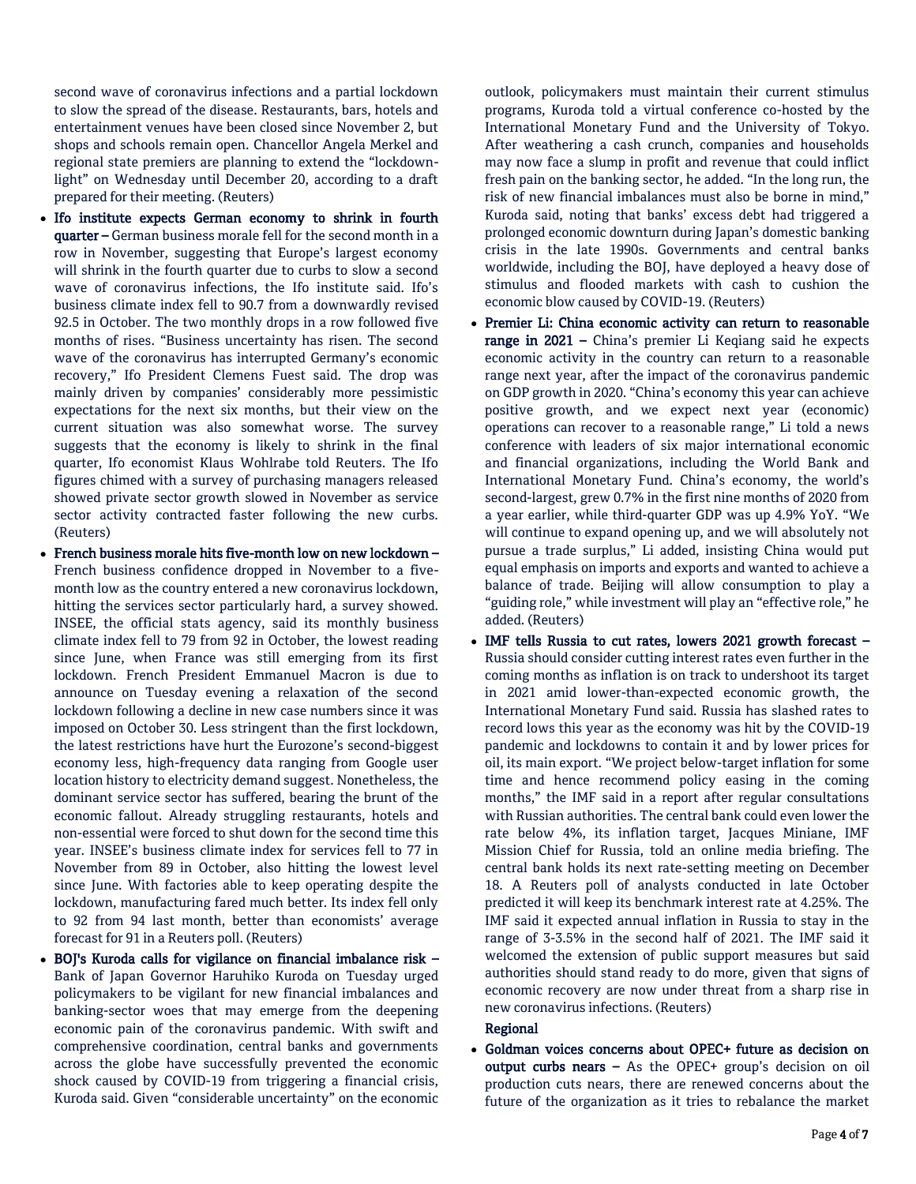second wave of coronavirus infections and a partial lockdown to slow the spread of the disease. Restaurants, bars, hotels and entertainment venues have been closed since November 2, but shops and schools remain open. Chancellor Angela Merkel and regional state premiers are planning to extend the "lockdown-light" on Wednesday until December 20, according to a draft prepared for their meeting. (Reuters)

- **Ifo institute expects German economy to shrink in fourth quarter –** German business morale fell for the second month in a row in November, suggesting that Europe's largest economy will shrink in the fourth quarter due to curbs to slow a second wave of coronavirus infections, the Ifo institute said. Ifo's business climate index fell to 90.7 from a downwardly revised 92.5 in October. The two monthly drops in a row followed five months of rises. "Business uncertainty has risen. The second wave of the coronavirus has interrupted Germany's economic recovery," Ifo President Clemens Fuest said. The drop was mainly driven by companies' considerably more pessimistic expectations for the next six months, but their view on the current situation was also somewhat worse. The survey suggests that the economy is likely to shrink in the final quarter, Ifo economist Klaus Wohlrabe told Reuters. The Ifo figures chimed with a survey of purchasing managers released showed private sector growth slowed in November as service sector activity contracted faster following the new curbs. (Reuters)
- **French business morale hits five-month low on new lockdown –** French business confidence dropped in November to a five-month low as the country entered a new coronavirus lockdown, hitting the services sector particularly hard, a survey showed. INSEE, the official stats agency, said its monthly business climate index fell to 79 from 92 in October, the lowest reading since June, when France was still emerging from its first lockdown. French President Emmanuel Macron is due to announce on Tuesday evening a relaxation of the second lockdown following a decline in new case numbers since it was imposed on October 30. Less stringent than the first lockdown, the latest restrictions have hurt the Eurozone's second-biggest economy less, high-frequency data ranging from Google user location history to electricity demand suggest. Nonetheless, the dominant service sector has suffered, bearing the brunt of the economic fallout. Already struggling restaurants, hotels and non-essential were forced to shut down for the second time this year. INSEE's business climate index for services fell to 77 in November from 89 in October, also hitting the lowest level since June. With factories able to keep operating despite the lockdown, manufacturing fared much better. Its index fell only to 92 from 94 last month, better than economists' average forecast for 91 in a Reuters poll. (Reuters)
- **BOJ's Kuroda calls for vigilance on financial imbalance risk –** Bank of Japan Governor Haruhiko Kuroda on Tuesday urged policymakers to be vigilant for new financial imbalances and banking-sector woes that may emerge from the deepening economic pain of the coronavirus pandemic. With swift and comprehensive coordination, central banks and governments across the globe have successfully prevented the economic shock caused by COVID-19 from triggering a financial crisis, Kuroda said. Given "considerable uncertainty" on the economic outlook, policymakers must maintain their current stimulus programs, Kuroda told a virtual conference co-hosted by the International Monetary Fund and the University of Tokyo. After weathering a cash crunch, companies and households may now face a slump in profit and revenue that could inflict fresh pain on the banking sector, he added. "In the long run, the risk of new financial imbalances must also be borne in mind," Kuroda said, noting that banks' excess debt had triggered a prolonged economic downturn during Japan's domestic banking crisis in the late 1990s. Governments and central banks worldwide, including the BOJ, have deployed a heavy dose of stimulus and flooded markets with cash to cushion the economic blow caused by COVID-19. (Reuters)
- **Premier Li: China economic activity can return to reasonable range in 2021 –** China's premier Li Keqiang said he expects economic activity in the country can return to a reasonable range next year, after the impact of the coronavirus pandemic on GDP growth in 2020. "China's economy this year can achieve positive growth, and we expect next year (economic) operations can recover to a reasonable range," Li told a news conference with leaders of six major international economic and financial organizations, including the World Bank and International Monetary Fund. China's economy, the world's second-largest, grew 0.7% in the first nine months of 2020 from a year earlier, while third-quarter GDP was up 4.9% YoY. "We will continue to expand opening up, and we will absolutely not pursue a trade surplus," Li added, insisting China would put equal emphasis on imports and exports and wanted to achieve a balance of trade. Beijing will allow consumption to play a "guiding role," while investment will play an "effective role," he added. (Reuters)
- **IMF tells Russia to cut rates, lowers 2021 growth forecast –** Russia should consider cutting interest rates even further in the coming months as inflation is on track to undershoot its target in 2021 amid lower-than-expected economic growth, the International Monetary Fund said. Russia has slashed rates to record lows this year as the economy was hit by the COVID-19 pandemic and lockdowns to contain it and by lower prices for oil, its main export. "We project below-target inflation for some time and hence recommend policy easing in the coming months," the IMF said in a report after regular consultations with Russian authorities. The central bank could even lower the rate below 4%, its inflation target, Jacques Miniane, IMF Mission Chief for Russia, told an online media briefing. The central bank holds its next rate-setting meeting on December 18. A Reuters poll of analysts conducted in late October predicted it will keep its benchmark interest rate at 4.25%. The IMF said it expected annual inflation in Russia to stay in the range of 3-3.5% in the second half of 2021. The IMF said it welcomed the extension of public support measures but said authorities should stand ready to do more, given that signs of economic recovery are now under threat from a sharp rise in new coronavirus infections. (Reuters)

**Regional**

- **Goldman voices concerns about OPEC+ future as decision on output curbs nears –** As the OPEC+ group's decision on oil production cuts nears, there are renewed concerns about the future of the organization as it tries to rebalance the market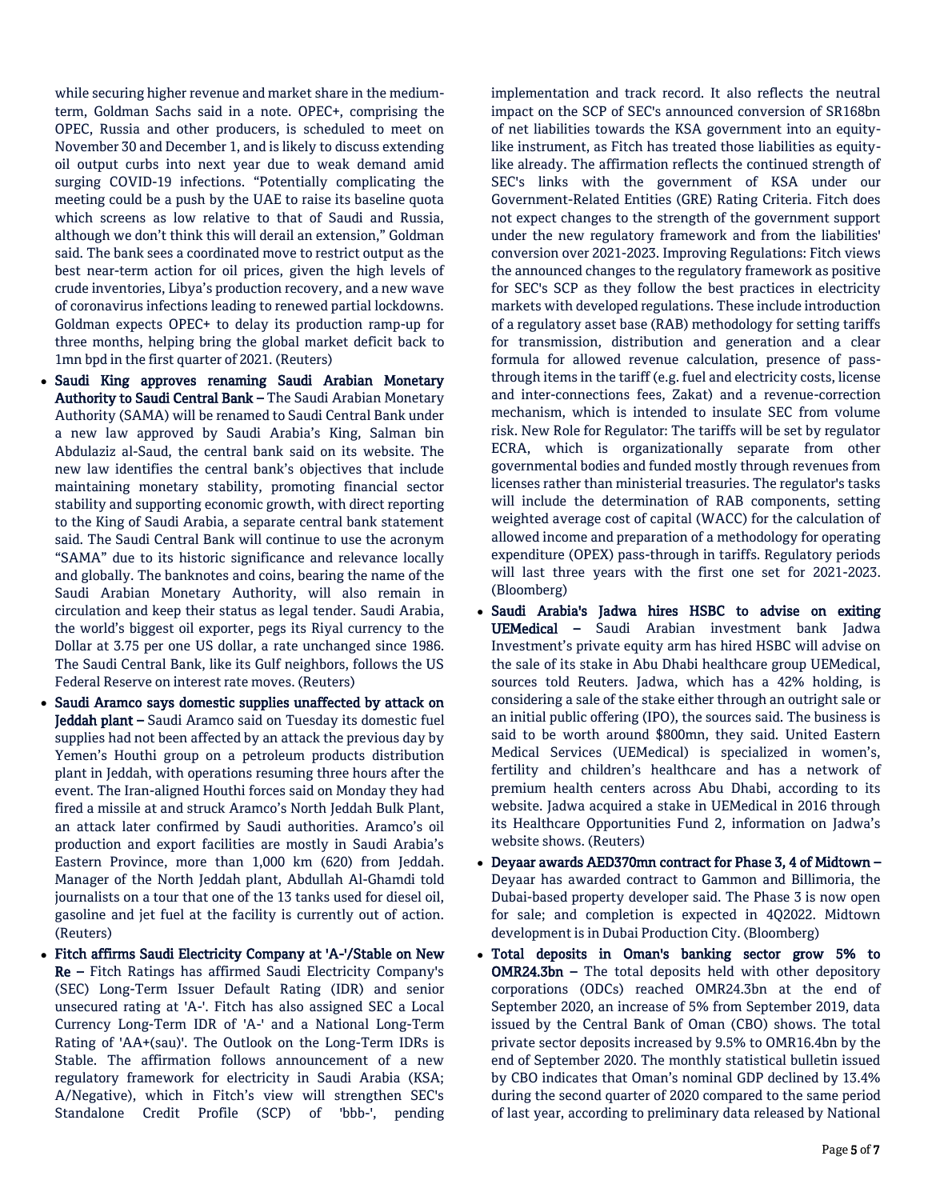while securing higher revenue and market share in the medium-term, Goldman Sachs said in a note. OPEC+, comprising the OPEC, Russia and other producers, is scheduled to meet on November 30 and December 1, and is likely to discuss extending oil output curbs into next year due to weak demand amid surging COVID-19 infections. "Potentially complicating the meeting could be a push by the UAE to raise its baseline quota which screens as low relative to that of Saudi and Russia, although we don't think this will derail an extension," Goldman said. The bank sees a coordinated move to restrict output as the best near-term action for oil prices, given the high levels of crude inventories, Libya's production recovery, and a new wave of coronavirus infections leading to renewed partial lockdowns. Goldman expects OPEC+ to delay its production ramp-up for three months, helping bring the global market deficit back to 1mn bpd in the first quarter of 2021. (Reuters)

- **Saudi King approves renaming Saudi Arabian Monetary Authority to Saudi Central Bank –** The Saudi Arabian Monetary Authority (SAMA) will be renamed to Saudi Central Bank under a new law approved by Saudi Arabia's King, Salman bin Abdulaziz al-Saud, the central bank said on its website. The new law identifies the central bank's objectives that include maintaining monetary stability, promoting financial sector stability and supporting economic growth, with direct reporting to the King of Saudi Arabia, a separate central bank statement said. The Saudi Central Bank will continue to use the acronym "SAMA" due to its historic significance and relevance locally and globally. The banknotes and coins, bearing the name of the Saudi Arabian Monetary Authority, will also remain in circulation and keep their status as legal tender. Saudi Arabia, the world's biggest oil exporter, pegs its Riyal currency to the Dollar at 3.75 per one US dollar, a rate unchanged since 1986. The Saudi Central Bank, like its Gulf neighbors, follows the US Federal Reserve on interest rate moves. (Reuters)
- **Saudi Aramco says domestic supplies unaffected by attack on Jeddah plant –** Saudi Aramco said on Tuesday its domestic fuel supplies had not been affected by an attack the previous day by Yemen's Houthi group on a petroleum products distribution plant in Jeddah, with operations resuming three hours after the event. The Iran-aligned Houthi forces said on Monday they had fired a missile at and struck Aramco's North Jeddah Bulk Plant, an attack later confirmed by Saudi authorities. Aramco's oil production and export facilities are mostly in Saudi Arabia's Eastern Province, more than 1,000 km (620) from Jeddah. Manager of the North Jeddah plant, Abdullah Al-Ghamdi told journalists on a tour that one of the 13 tanks used for diesel oil, gasoline and jet fuel at the facility is currently out of action. (Reuters)
- **Fitch affirms Saudi Electricity Company at 'A-'/Stable on New Re –** Fitch Ratings has affirmed Saudi Electricity Company's (SEC) Long-Term Issuer Default Rating (IDR) and senior unsecured rating at 'A-'. Fitch has also assigned SEC a Local Currency Long-Term IDR of 'A-' and a National Long-Term Rating of 'AA+(sau)'. The Outlook on the Long-Term IDRs is Stable. The affirmation follows announcement of a new regulatory framework for electricity in Saudi Arabia (KSA; A/Negative), which in Fitch's view will strengthen SEC's Standalone Credit Profile (SCP) of 'bbb-', pending implementation and track record. It also reflects the neutral impact on the SCP of SEC's announced conversion of SR168bn of net liabilities towards the KSA government into an equity-like instrument, as Fitch has treated those liabilities as equity-like already. The affirmation reflects the continued strength of SEC's links with the government of KSA under our Government-Related Entities (GRE) Rating Criteria. Fitch does not expect changes to the strength of the government support under the new regulatory framework and from the liabilities' conversion over 2021-2023. Improving Regulations: Fitch views the announced changes to the regulatory framework as positive for SEC's SCP as they follow the best practices in electricity markets with developed regulations. These include introduction of a regulatory asset base (RAB) methodology for setting tariffs for transmission, distribution and generation and a clear formula for allowed revenue calculation, presence of pass-through items in the tariff (e.g. fuel and electricity costs, license and inter-connections fees, Zakat) and a revenue-correction mechanism, which is intended to insulate SEC from volume risk. New Role for Regulator: The tariffs will be set by regulator ECRA, which is organizationally separate from other governmental bodies and funded mostly through revenues from licenses rather than ministerial treasuries. The regulator's tasks will include the determination of RAB components, setting weighted average cost of capital (WACC) for the calculation of allowed income and preparation of a methodology for operating expenditure (OPEX) pass-through in tariffs. Regulatory periods will last three years with the first one set for 2021-2023. (Bloomberg)
- **Saudi Arabia's Jadwa hires HSBC to advise on exiting UEMedical –** Saudi Arabian investment bank Jadwa Investment's private equity arm has hired HSBC will advise on the sale of its stake in Abu Dhabi healthcare group UEMedical, sources told Reuters. Jadwa, which has a 42% holding, is considering a sale of the stake either through an outright sale or an initial public offering (IPO), the sources said. The business is said to be worth around $800mn, they said. United Eastern Medical Services (UEMedical) is specialized in women's, fertility and children's healthcare and has a network of premium health centers across Abu Dhabi, according to its website. Jadwa acquired a stake in UEMedical in 2016 through its Healthcare Opportunities Fund 2, information on Jadwa's website shows. (Reuters)
- **Deyaar awards AED370mn contract for Phase 3, 4 of Midtown –** Deyaar has awarded contract to Gammon and Billimoria, the Dubai-based property developer said. The Phase 3 is now open for sale; and completion is expected in 4Q2022. Midtown development is in Dubai Production City. (Bloomberg)
- **Total deposits in Oman's banking sector grow 5% to OMR24.3bn –** The total deposits held with other depository corporations (ODCs) reached OMR24.3bn at the end of September 2020, an increase of 5% from September 2019, data issued by the Central Bank of Oman (CBO) shows. The total private sector deposits increased by 9.5% to OMR16.4bn by the end of September 2020. The monthly statistical bulletin issued by CBO indicates that Oman's nominal GDP declined by 13.4% during the second quarter of 2020 compared to the same period of last year, according to preliminary data released by National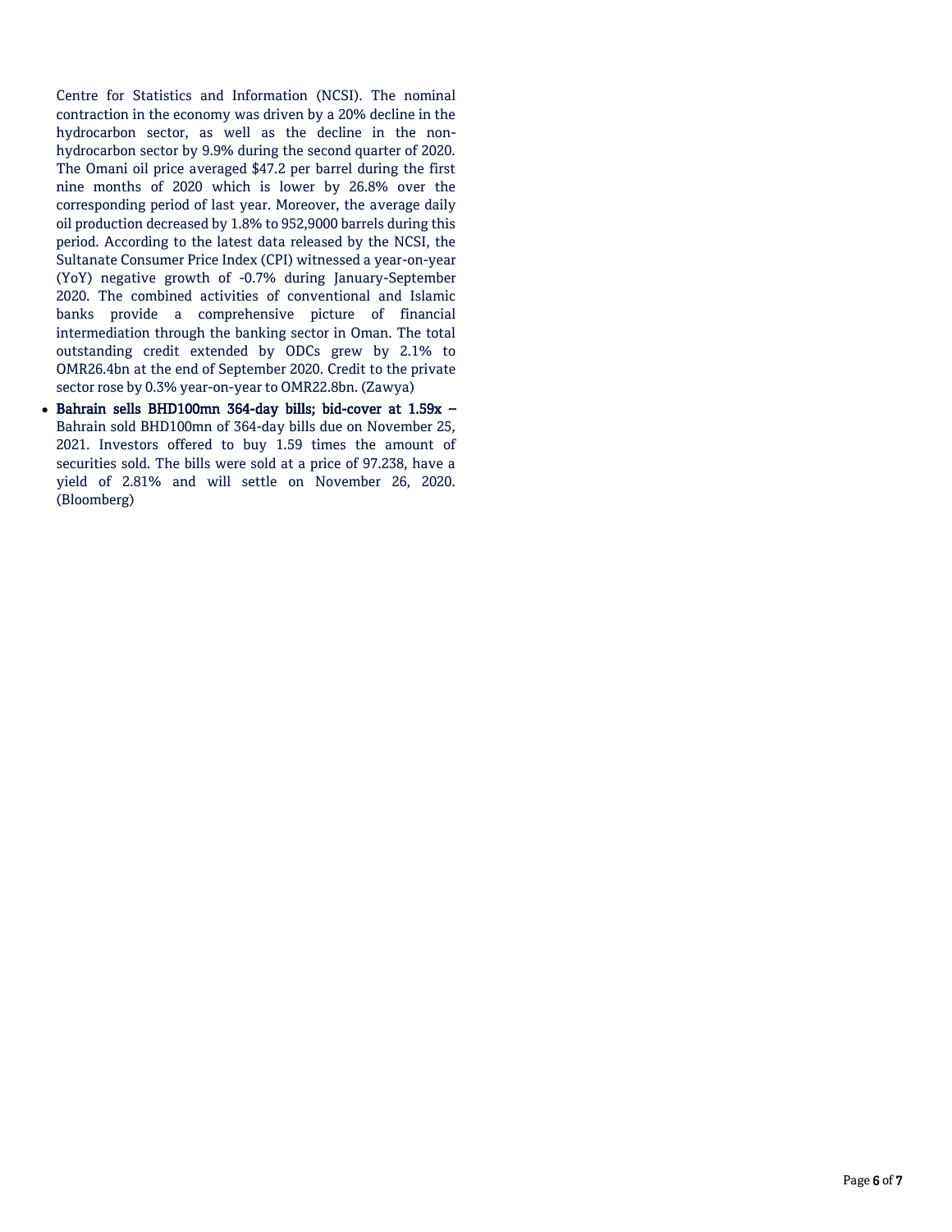Centre for Statistics and Information (NCSI). The nominal contraction in the economy was driven by a 20% decline in the hydrocarbon sector, as well as the decline in the non-hydrocarbon sector by 9.9% during the second quarter of 2020. The Omani oil price averaged $47.2 per barrel during the first nine months of 2020 which is lower by 26.8% over the corresponding period of last year. Moreover, the average daily oil production decreased by 1.8% to 952,9000 barrels during this period. According to the latest data released by the NCSI, the Sultanate Consumer Price Index (CPI) witnessed a year-on-year (YoY) negative growth of -0.7% during January-September 2020. The combined activities of conventional and Islamic banks provide a comprehensive picture of financial intermediation through the banking sector in Oman. The total outstanding credit extended by ODCs grew by 2.1% to OMR26.4bn at the end of September 2020. Credit to the private sector rose by 0.3% year-on-year to OMR22.8bn. (Zawya)

- **Bahrain sells BHD100mn 364-day bills; bid-cover at 1.59x –** Bahrain sold BHD100mn of 364-day bills due on November 25, 2021. Investors offered to buy 1.59 times the amount of securities sold. The bills were sold at a price of 97.238, have a yield of 2.81% and will settle on November 26, 2020. (Bloomberg)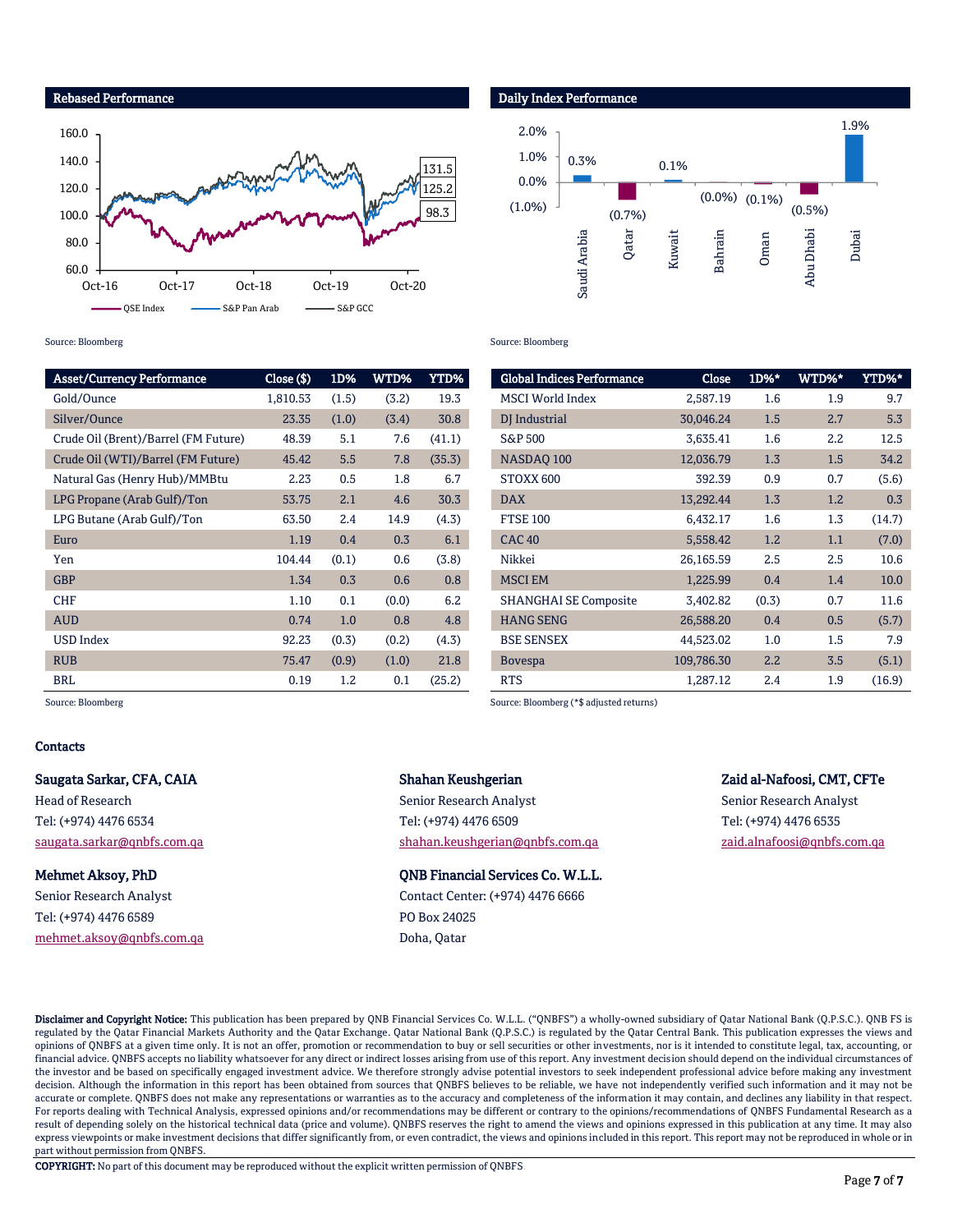**Rebased Performance**

160.0
140.0
120.0
100.0
80.0
60.0

Oct-16 Oct-17 Oct-18 Oct-19 Oct-20

131.5
125.2
98.3

QSE Index S&P Pan Arab S&P GCC

Source: Bloomberg

**Daily Index Performance**

2.0%
1.0%
0.0%
(1.0%)

0.3% (0.7%) 0.1% (0.0%) (0.1%) (0.5%) 1.9%

Saudi Arabia Qatar Kuwait Bahrain Oman Abu Dhabi Dubai

Source: Bloomberg

| Asset/Currency Performance | Close ($) | 1D% | WTD% | YTD% |
|---|---|---|---|---|
| Gold/Ounce | 1,810.53 | (1.5) | (3.2) | 19.3 |
| Silver/Ounce | 23.35 | (1.0) | (3.4) | 30.8 |
| Crude Oil (Brent)/Barrel (FM Future) | 48.39 | 5.1 | 7.6 | (41.1) |
| Crude Oil (WTI)/Barrel (FM Future) | 45.42 | 5.5 | 7.8 | (35.3) |
| Natural Gas (Henry Hub)/MMBtu | 2.23 | 0.5 | 1.8 | 6.7 |
| LPG Propane (Arab Gulf)/Ton | 53.75 | 2.1 | 4.6 | 30.3 |
| LPG Butane (Arab Gulf)/Ton | 63.50 | 2.4 | 14.9 | (4.3) |
| Euro | 1.19 | 0.4 | 0.3 | 6.1 |
| Yen | 104.44 | (0.1) | 0.6 | (3.8) |
| GBP | 1.34 | 0.3 | 0.6 | 0.8 |
| CHF | 1.10 | 0.1 | (0.0) | 6.2 |
| AUD | 0.74 | 1.0 | 0.8 | 4.8 |
| USD Index | 92.23 | (0.3) | (0.2) | (4.3) |
| RUB | 75.47 | (0.9) | (1.0) | 21.8 |
| BRL | 0.19 | 1.2 | 0.1 | (25.2) |

Source: Bloomberg

| Global Indices Performance | Close | 1D%* | WTD%* | YTD%* |
|---|---|---|---|---|
| MSCI World Index | 2,587.19 | 1.6 | 1.9 | 9.7 |
| DJ Industrial | 30,046.24 | 1.5 | 2.7 | 5.3 |
| S&P 500 | 3,635.41 | 1.6 | 2.2 | 12.5 |
| NASDAQ 100 | 12,036.79 | 1.3 | 1.5 | 34.2 |
| STOXX 600 | 392.39 | 0.9 | 0.7 | (5.6) |
| DAX | 13,292.44 | 1.3 | 1.2 | 0.3 |
| FTSE 100 | 6,432.17 | 1.6 | 1.3 | (14.7) |
| CAC 40 | 5,558.42 | 1.2 | 1.1 | (7.0) |
| Nikkei | 26,165.59 | 2.5 | 2.5 | 10.6 |
| MSCI EM | 1,225.99 | 0.4 | 1.4 | 10.0 |
| SHANGHAI SE Composite | 3,402.82 | (0.3) | 0.7 | 11.6 |
| HANG SENG | 26,588.20 | 0.4 | 0.5 | (5.7) |
| BSE SENSEX | 44,523.02 | 1.0 | 1.5 | 7.9 |
| Bovespa | 109,786.30 | 2.2 | 3.5 | (5.1) |
| RTS | 1,287.12 | 2.4 | 1.9 | (16.9) |

Source: Bloomberg (*$ adjusted returns)

## Contacts

**Saugata Sarkar, CFA, CAIA**
Head of Research
Tel: (+974) 4476 6534
saugata.sarkar@qnbfs.com.qa

**Shahan Keushgerian**
Senior Research Analyst
Tel: (+974) 4476 6509
shahan.keushgerian@qnbfs.com.qa

**Zaid al-Nafoosi, CMT, CFTe**
Senior Research Analyst
Tel: (+974) 4476 6535
zaid.alnafoosi@qnbfs.com.qa

**Mehmet Aksoy, PhD**
Senior Research Analyst
Tel: (+974) 4476 6589
mehmet.aksoy@qnbfs.com.qa

**QNB Financial Services Co. W.L.L.**
Contact Center: (+974) 4476 6666
PO Box 24025
Doha, Qatar

**Disclaimer and Copyright Notice:** This publication has been prepared by QNB Financial Services Co. W.L.L. ("QNBFS") a wholly-owned subsidiary of Qatar National Bank (Q.P.S.C.). QNB FS is regulated by the Qatar Financial Markets Authority and the Qatar Exchange. Qatar National Bank (Q.P.S.C.) is regulated by the Qatar Central Bank. This publication expresses the views and opinions of QNBFS at a given time only. It is not an offer, promotion or recommendation to buy or sell securities or other investments, nor is it intended to constitute legal, tax, accounting, or financial advice. QNBFS accepts no liability whatsoever for any direct or indirect losses arising from use of this report. Any investment decision should depend on the individual circumstances of the investor and be based on specifically engaged investment advice. We therefore strongly advise potential investors to seek independent professional advice before making any investment decision. Although the information in this report has been obtained from sources that QNBFS believes to be reliable, we have not independently verified such information and it may not be accurate or complete. QNBFS does not make any representations or warranties as to the accuracy and completeness of the information it may contain, and declines any liability in that respect. For reports dealing with Technical Analysis, expressed opinions and/or recommendations may be different or contrary to the opinions/recommendations of QNBFS Fundamental Research as a result of depending solely on the historical technical data (price and volume). QNBFS reserves the right to amend the views and opinions expressed in this publication at any time. It may also express viewpoints or make investment decisions that differ significantly from, or even contradict, the views and opinions included in this report. This report may not be reproduced in whole or in part without permission from QNBFS.

**COPYRIGHT:** No part of this document may be reproduced without the explicit written permission of QNBFS